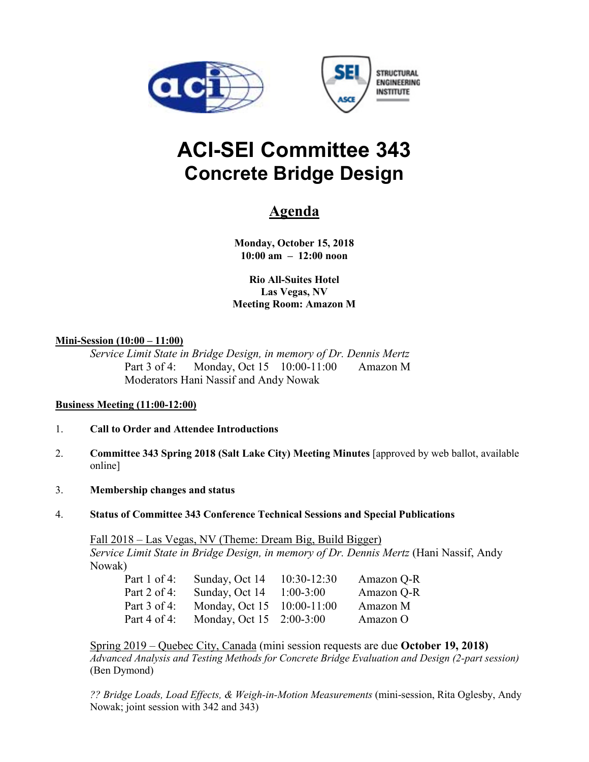# ACI-SEI Committee 343
## Concrete Bridge Design

## Agenda

**Monday, October 15, 2018**
**10:00 am – 12:00 noon**

**Rio All-Suites Hotel**
**Las Vegas, NV**
**Meeting Room: Amazon M**

**Mini-Session (10:00 – 11:00)**

*Service Limit State in Bridge Design, in memory of Dr. Dennis Mertz*

Part 3 of 4: Monday, Oct 15 10:00-11:00 Amazon M

Moderators Hani Nassif and Andy Nowak

**Business Meeting (11:00-12:00)**

1. **Call to Order and Attendee Introductions**

2. **Committee 343 Spring 2018 (Salt Lake City) Meeting Minutes** [approved by web ballot, available online]

3. **Membership changes and status**

4. **Status of Committee 343 Conference Technical Sessions and Special Publications**

   Fall 2018 – Las Vegas, NV (Theme: Dream Big, Build Bigger)

   *Service Limit State in Bridge Design, in memory of Dr. Dennis Mertz* (Hani Nassif, Andy Nowak)

   | | | | |
   |---|---|---|---|
   | Part 1 of 4: | Sunday, Oct 14 | 10:30-12:30 | Amazon Q-R |
   | Part 2 of 4: | Sunday, Oct 14 | 1:00-3:00 | Amazon Q-R |
   | Part 3 of 4: | Monday, Oct 15 | 10:00-11:00 | Amazon M |
   | Part 4 of 4: | Monday, Oct 15 | 2:00-3:00 | Amazon O |

   Spring 2019 – Quebec City, Canada (mini session requests are due **October 19, 2018)**

   *Advanced Analysis and Testing Methods for Concrete Bridge Evaluation and Design (2-part session)* (Ben Dymond)

   *?? Bridge Loads, Load Effects, & Weigh-in-Motion Measurements* (mini-session, Rita Oglesby, Andy Nowak; joint session with 342 and 343)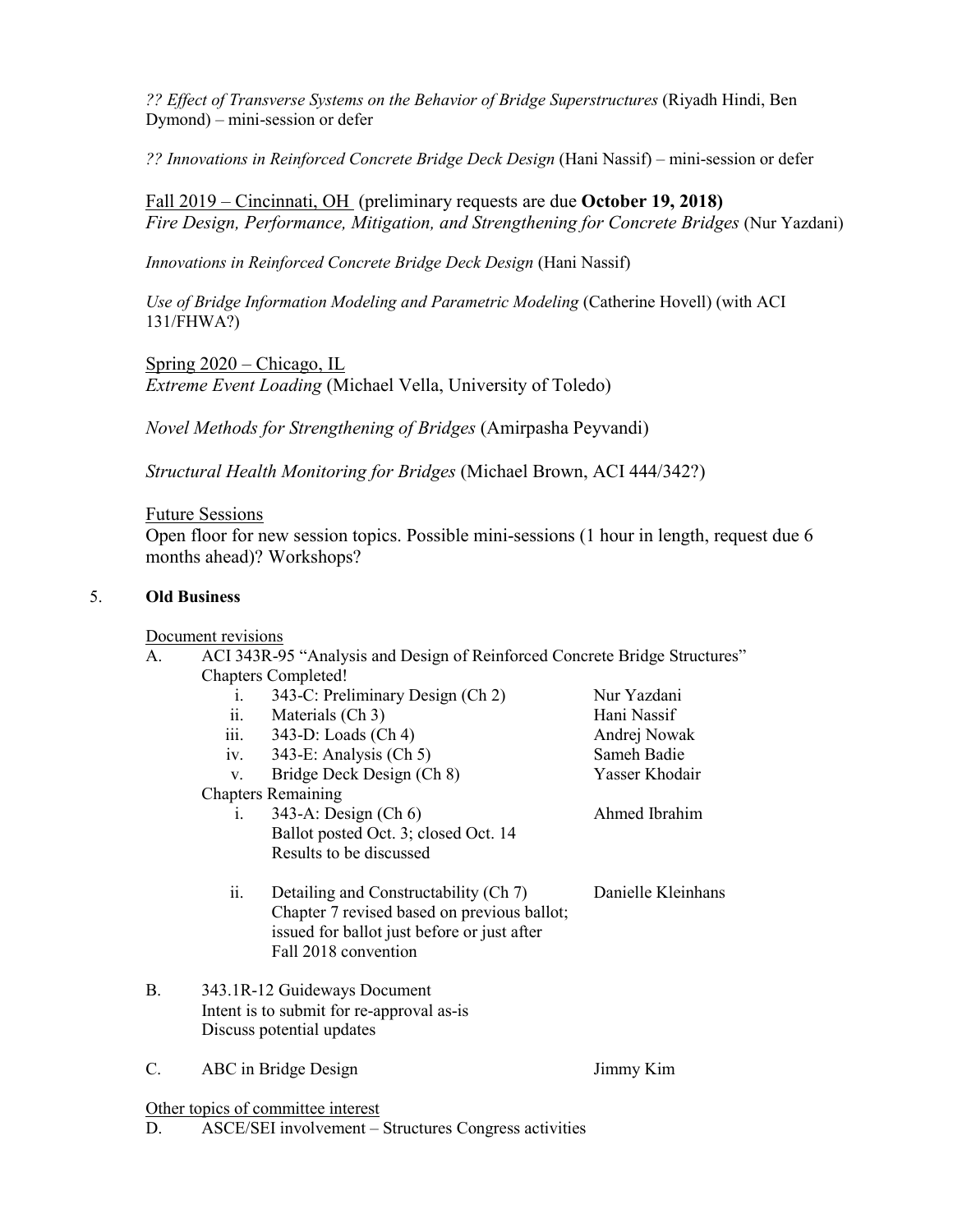*?? Effect of Transverse Systems on the Behavior of Bridge Superstructures* (Riyadh Hindi, Ben Dymond) – mini-session or defer

*?? Innovations in Reinforced Concrete Bridge Deck Design* (Hani Nassif) – mini-session or defer

<u>Fall 2019 – Cincinnati, OH</u> (preliminary requests are due **October 19, 2018)**
*Fire Design, Performance, Mitigation, and Strengthening for Concrete Bridges* (Nur Yazdani)

*Innovations in Reinforced Concrete Bridge Deck Design* (Hani Nassif)

*Use of Bridge Information Modeling and Parametric Modeling* (Catherine Hovell) (with ACI 131/FHWA?)

<u>Spring 2020 – Chicago, IL</u>
*Extreme Event Loading* (Michael Vella, University of Toledo)

*Novel Methods for Strengthening of Bridges* (Amirpasha Peyvandi)

*Structural Health Monitoring for Bridges* (Michael Brown, ACI 444/342?)

<u>Future Sessions</u>
Open floor for new session topics. Possible mini-sessions (1 hour in length, request due 6 months ahead)? Workshops?

5. **Old Business**

<u>Document revisions</u>

A. ACI 343R-95 "Analysis and Design of Reinforced Concrete Bridge Structures"
   Chapters Completed!
   - i. 343-C: Preliminary Design (Ch 2) — Nur Yazdani
   - ii. Materials (Ch 3) — Hani Nassif
   - iii. 343-D: Loads (Ch 4) — Andrej Nowak
   - iv. 343-E: Analysis (Ch 5) — Sameh Badie
   - v. Bridge Deck Design (Ch 8) — Yasser Khodair

   Chapters Remaining
   - i. 343-A: Design (Ch 6) — Ahmed Ibrahim
     Ballot posted Oct. 3; closed Oct. 14
     Results to be discussed
   - ii. Detailing and Constructability (Ch 7) — Danielle Kleinhans
     Chapter 7 revised based on previous ballot; issued for ballot just before or just after Fall 2018 convention

B. 343.1R-12 Guideways Document
   Intent is to submit for re-approval as-is
   Discuss potential updates

C. ABC in Bridge Design — Jimmy Kim

<u>Other topics of committee interest</u>

D. ASCE/SEI involvement – Structures Congress activities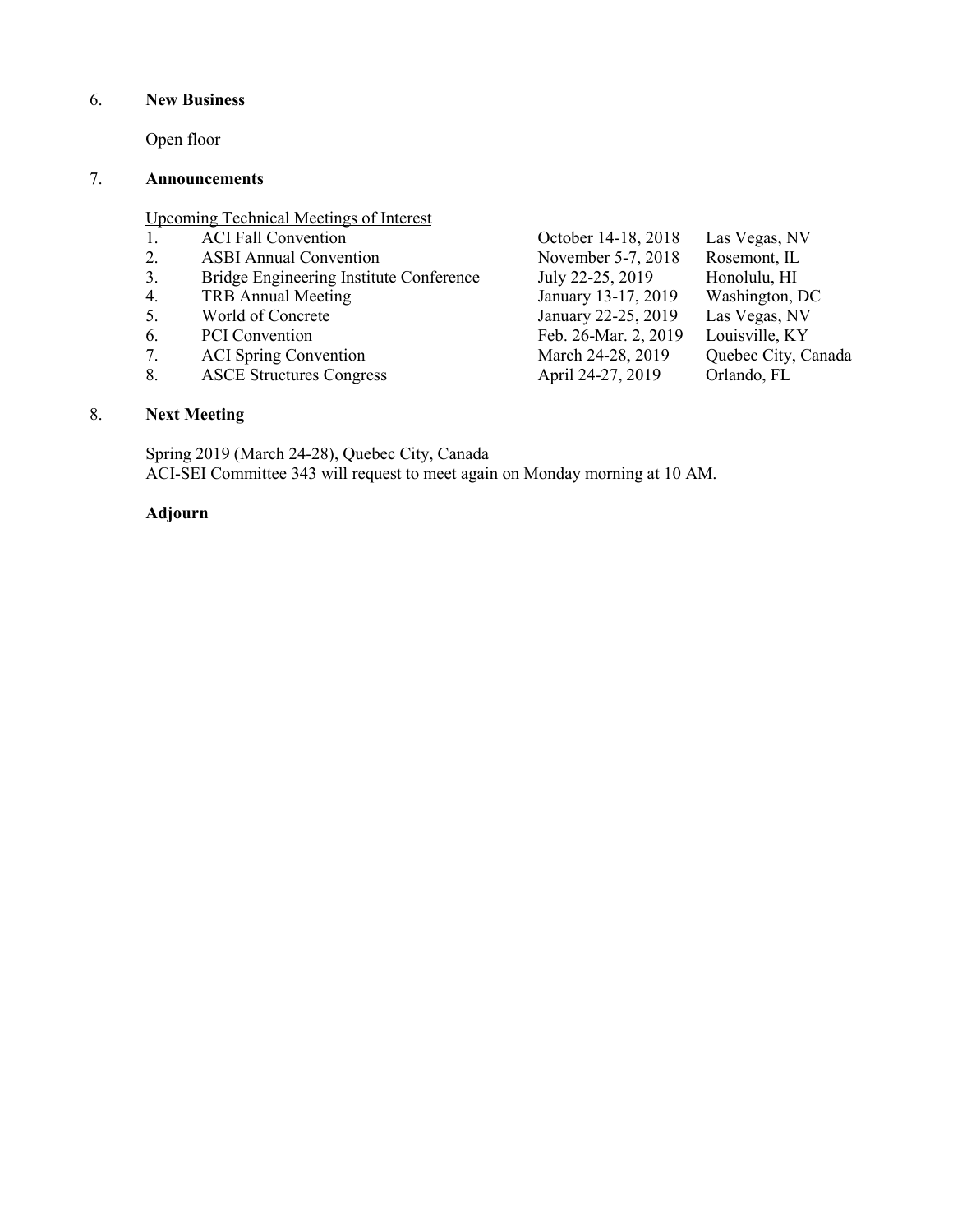6. **New Business**

   Open floor

7. **Announcements**

   Upcoming Technical Meetings of Interest

| | | | |
|---|---|---|---|
| 1. | ACI Fall Convention | October 14-18, 2018 | Las Vegas, NV |
| 2. | ASBI Annual Convention | November 5-7, 2018 | Rosemont, IL |
| 3. | Bridge Engineering Institute Conference | July 22-25, 2019 | Honolulu, HI |
| 4. | TRB Annual Meeting | January 13-17, 2019 | Washington, DC |
| 5. | World of Concrete | January 22-25, 2019 | Las Vegas, NV |
| 6. | PCI Convention | Feb. 26-Mar. 2, 2019 | Louisville, KY |
| 7. | ACI Spring Convention | March 24-28, 2019 | Quebec City, Canada |
| 8. | ASCE Structures Congress | April 24-27, 2019 | Orlando, FL |

8. **Next Meeting**

   Spring 2019 (March 24-28), Quebec City, Canada
   ACI-SEI Committee 343 will request to meet again on Monday morning at 10 AM.

**Adjourn**